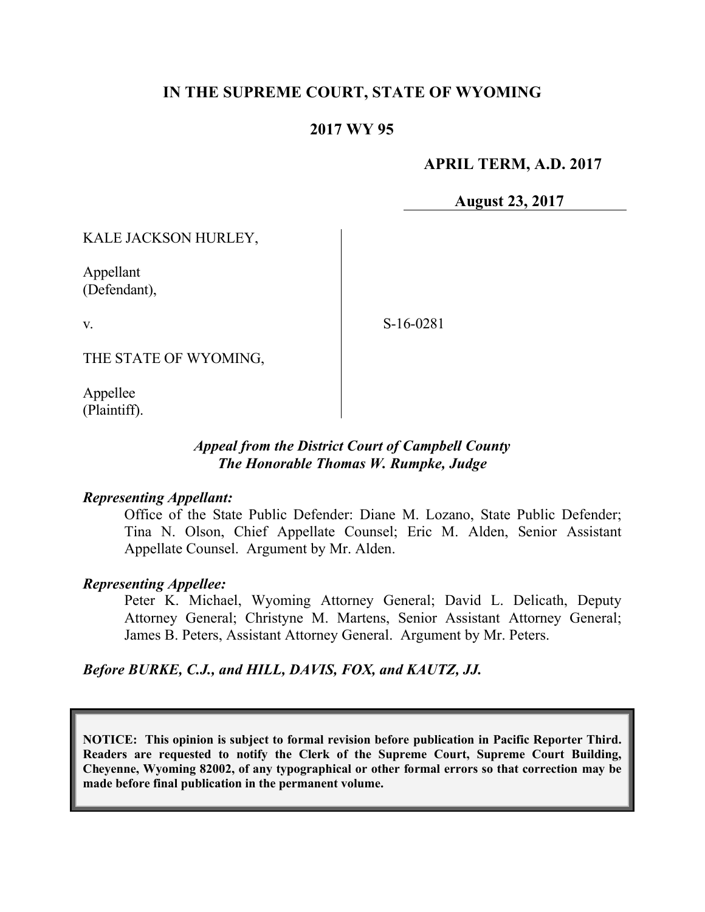# IN THE SUPREME COURT, STATE OF WYOMING

## 2017 WY 95

**APRIL TERM, A.D. 2017**

**August 23, 2017**

KALE JACKSON HURLEY,

Appellant
(Defendant),

v.

S-16-0281

THE STATE OF WYOMING,

Appellee
(Plaintiff).

*Appeal from the District Court of Campbell County*
*The Honorable Thomas W. Rumpke, Judge*

***Representing Appellant:***

Office of the State Public Defender: Diane M. Lozano, State Public Defender; Tina N. Olson, Chief Appellate Counsel; Eric M. Alden, Senior Assistant Appellate Counsel. Argument by Mr. Alden.

***Representing Appellee:***

Peter K. Michael, Wyoming Attorney General; David L. Delicath, Deputy Attorney General; Christyne M. Martens, Senior Assistant Attorney General; James B. Peters, Assistant Attorney General. Argument by Mr. Peters.

***Before BURKE, C.J., and HILL, DAVIS, FOX, and KAUTZ, JJ.***

**NOTICE: This opinion is subject to formal revision before publication in Pacific Reporter Third. Readers are requested to notify the Clerk of the Supreme Court, Supreme Court Building, Cheyenne, Wyoming 82002, of any typographical or other formal errors so that correction may be made before final publication in the permanent volume.**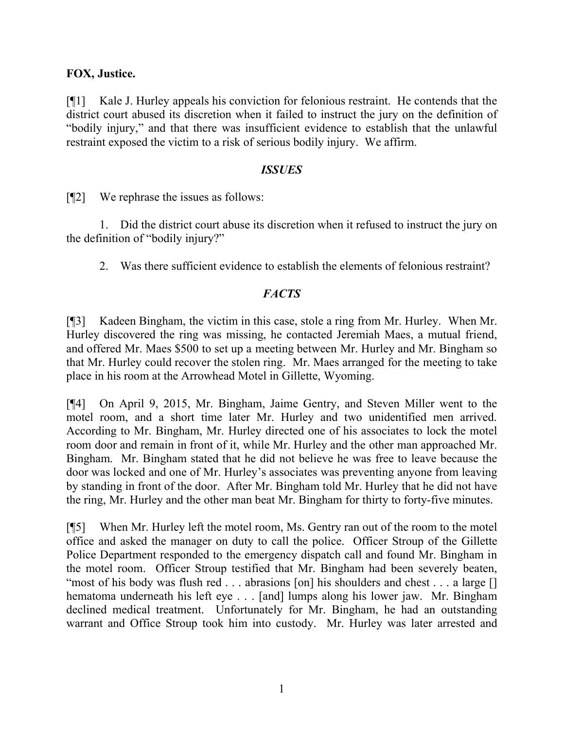**FOX, Justice.**

[¶1] Kale J. Hurley appeals his conviction for felonious restraint. He contends that the district court abused its discretion when it failed to instruct the jury on the definition of "bodily injury," and that there was insufficient evidence to establish that the unlawful restraint exposed the victim to a risk of serious bodily injury. We affirm.

## *ISSUES*

[¶2] We rephrase the issues as follows:

1. Did the district court abuse its discretion when it refused to instruct the jury on the definition of "bodily injury?"

2. Was there sufficient evidence to establish the elements of felonious restraint?

## *FACTS*

[¶3] Kadeen Bingham, the victim in this case, stole a ring from Mr. Hurley. When Mr. Hurley discovered the ring was missing, he contacted Jeremiah Maes, a mutual friend, and offered Mr. Maes $500 to set up a meeting between Mr. Hurley and Mr. Bingham so that Mr. Hurley could recover the stolen ring. Mr. Maes arranged for the meeting to take place in his room at the Arrowhead Motel in Gillette, Wyoming.

[¶4] On April 9, 2015, Mr. Bingham, Jaime Gentry, and Steven Miller went to the motel room, and a short time later Mr. Hurley and two unidentified men arrived. According to Mr. Bingham, Mr. Hurley directed one of his associates to lock the motel room door and remain in front of it, while Mr. Hurley and the other man approached Mr. Bingham. Mr. Bingham stated that he did not believe he was free to leave because the door was locked and one of Mr. Hurley's associates was preventing anyone from leaving by standing in front of the door. After Mr. Bingham told Mr. Hurley that he did not have the ring, Mr. Hurley and the other man beat Mr. Bingham for thirty to forty-five minutes.

[¶5] When Mr. Hurley left the motel room, Ms. Gentry ran out of the room to the motel office and asked the manager on duty to call the police. Officer Stroup of the Gillette Police Department responded to the emergency dispatch call and found Mr. Bingham in the motel room. Officer Stroup testified that Mr. Bingham had been severely beaten, "most of his body was flush red . . . abrasions [on] his shoulders and chest . . . a large [] hematoma underneath his left eye . . . [and] lumps along his lower jaw. Mr. Bingham declined medical treatment. Unfortunately for Mr. Bingham, he had an outstanding warrant and Office Stroup took him into custody. Mr. Hurley was later arrested and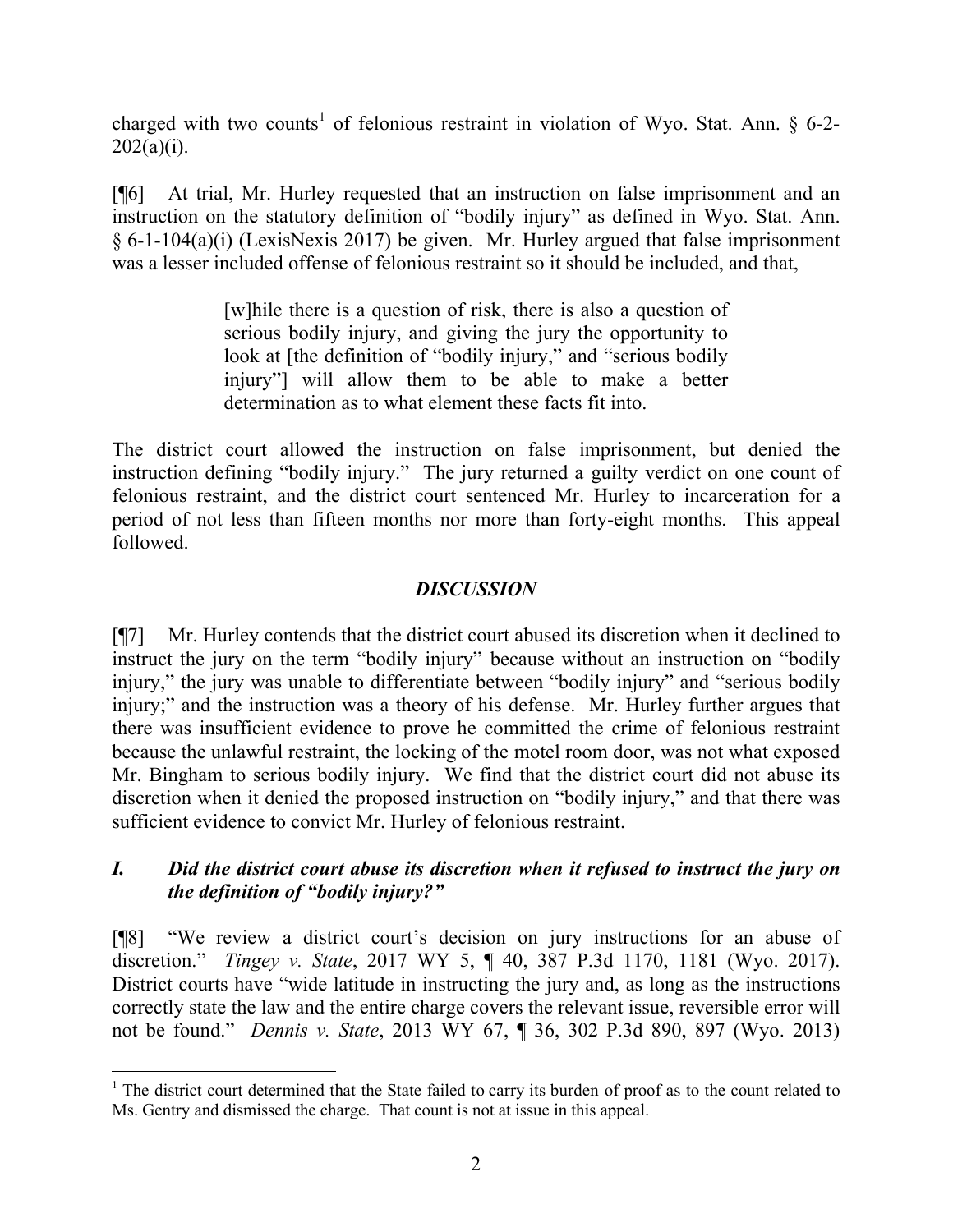charged with two counts[1] of felonious restraint in violation of Wyo. Stat. Ann. § 6-2-202(a)(i).

[¶6] At trial, Mr. Hurley requested that an instruction on false imprisonment and an instruction on the statutory definition of "bodily injury" as defined in Wyo. Stat. Ann. § 6-1-104(a)(i) (LexisNexis 2017) be given. Mr. Hurley argued that false imprisonment was a lesser included offense of felonious restraint so it should be included, and that,

> [w]hile there is a question of risk, there is also a question of serious bodily injury, and giving the jury the opportunity to look at [the definition of "bodily injury," and "serious bodily injury"] will allow them to be able to make a better determination as to what element these facts fit into.

The district court allowed the instruction on false imprisonment, but denied the instruction defining "bodily injury." The jury returned a guilty verdict on one count of felonious restraint, and the district court sentenced Mr. Hurley to incarceration for a period of not less than fifteen months nor more than forty-eight months. This appeal followed.

## *DISCUSSION*

[¶7] Mr. Hurley contends that the district court abused its discretion when it declined to instruct the jury on the term "bodily injury" because without an instruction on "bodily injury," the jury was unable to differentiate between "bodily injury" and "serious bodily injury;" and the instruction was a theory of his defense. Mr. Hurley further argues that there was insufficient evidence to prove he committed the crime of felonious restraint because the unlawful restraint, the locking of the motel room door, was not what exposed Mr. Bingham to serious bodily injury. We find that the district court did not abuse its discretion when it denied the proposed instruction on "bodily injury," and that there was sufficient evidence to convict Mr. Hurley of felonious restraint.

### *I. Did the district court abuse its discretion when it refused to instruct the jury on the definition of "bodily injury?"*

[¶8] "We review a district court's decision on jury instructions for an abuse of discretion." *Tingey v. State*, 2017 WY 5, ¶ 40, 387 P.3d 1170, 1181 (Wyo. 2017). District courts have "wide latitude in instructing the jury and, as long as the instructions correctly state the law and the entire charge covers the relevant issue, reversible error will not be found." *Dennis v. State*, 2013 WY 67, ¶ 36, 302 P.3d 890, 897 (Wyo. 2013)

---

[1] The district court determined that the State failed to carry its burden of proof as to the count related to Ms. Gentry and dismissed the charge. That count is not at issue in this appeal.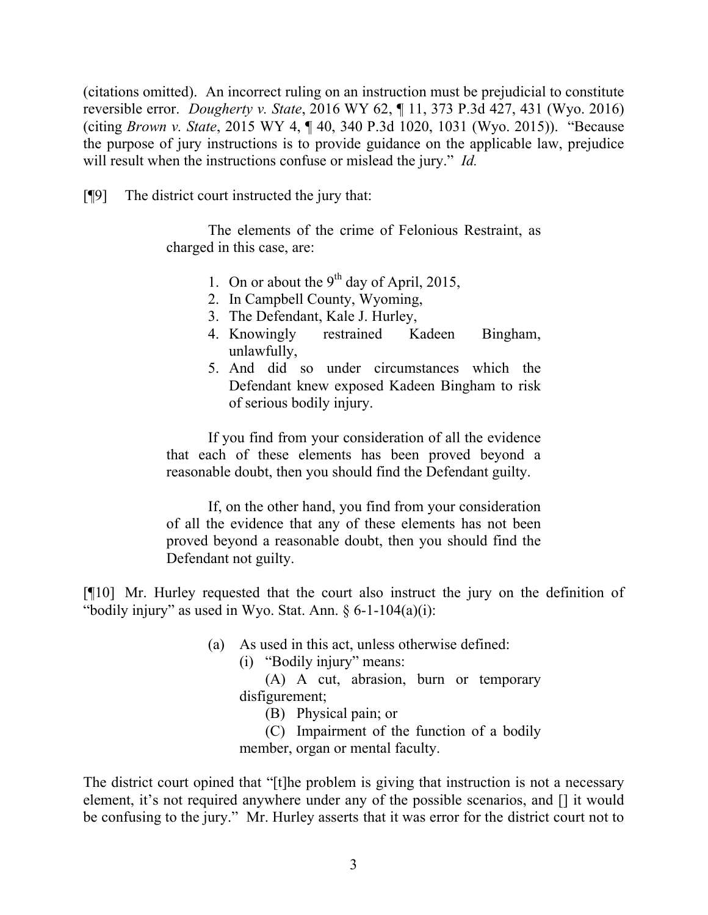(citations omitted). An incorrect ruling on an instruction must be prejudicial to constitute reversible error. *Dougherty v. State*, 2016 WY 62, ¶ 11, 373 P.3d 427, 431 (Wyo. 2016) (citing *Brown v. State*, 2015 WY 4, ¶ 40, 340 P.3d 1020, 1031 (Wyo. 2015)). "Because the purpose of jury instructions is to provide guidance on the applicable law, prejudice will result when the instructions confuse or mislead the jury." *Id.*

[¶9] The district court instructed the jury that:

> The elements of the crime of Felonious Restraint, as charged in this case, are:
>
> 1. On or about the 9th day of April, 2015,
> 2. In Campbell County, Wyoming,
> 3. The Defendant, Kale J. Hurley,
> 4. Knowingly restrained Kadeen Bingham, unlawfully,
> 5. And did so under circumstances which the Defendant knew exposed Kadeen Bingham to risk of serious bodily injury.
>
> If you find from your consideration of all the evidence that each of these elements has been proved beyond a reasonable doubt, then you should find the Defendant guilty.
>
> If, on the other hand, you find from your consideration of all the evidence that any of these elements has not been proved beyond a reasonable doubt, then you should find the Defendant not guilty.

[¶10] Mr. Hurley requested that the court also instruct the jury on the definition of "bodily injury" as used in Wyo. Stat. Ann. § 6-1-104(a)(i):

> (a) As used in this act, unless otherwise defined:
>
> (i) "Bodily injury" means:
>
> (A) A cut, abrasion, burn or temporary disfigurement;
>
> (B) Physical pain; or
>
> (C) Impairment of the function of a bodily member, organ or mental faculty.

The district court opined that "[t]he problem is giving that instruction is not a necessary element, it's not required anywhere under any of the possible scenarios, and [] it would be confusing to the jury." Mr. Hurley asserts that it was error for the district court not to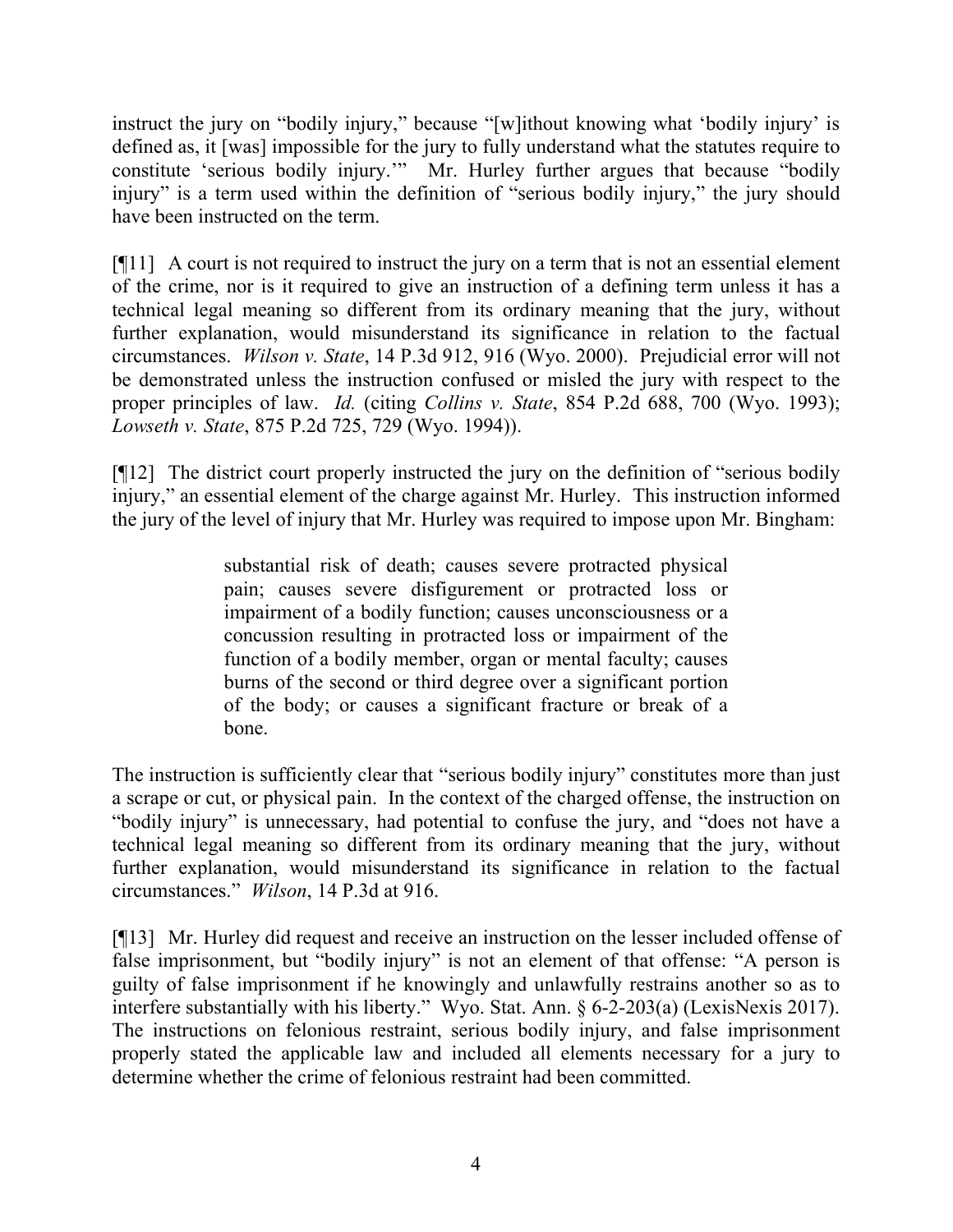instruct the jury on "bodily injury," because "[w]ithout knowing what 'bodily injury' is defined as, it [was] impossible for the jury to fully understand what the statutes require to constitute 'serious bodily injury.'" Mr. Hurley further argues that because "bodily injury" is a term used within the definition of "serious bodily injury," the jury should have been instructed on the term.

[¶11] A court is not required to instruct the jury on a term that is not an essential element of the crime, nor is it required to give an instruction of a defining term unless it has a technical legal meaning so different from its ordinary meaning that the jury, without further explanation, would misunderstand its significance in relation to the factual circumstances. *Wilson v. State*, 14 P.3d 912, 916 (Wyo. 2000). Prejudicial error will not be demonstrated unless the instruction confused or misled the jury with respect to the proper principles of law. *Id.* (citing *Collins v. State*, 854 P.2d 688, 700 (Wyo. 1993); *Lowseth v. State*, 875 P.2d 725, 729 (Wyo. 1994)).

[¶12] The district court properly instructed the jury on the definition of "serious bodily injury," an essential element of the charge against Mr. Hurley. This instruction informed the jury of the level of injury that Mr. Hurley was required to impose upon Mr. Bingham:

> substantial risk of death; causes severe protracted physical pain; causes severe disfigurement or protracted loss or impairment of a bodily function; causes unconsciousness or a concussion resulting in protracted loss or impairment of the function of a bodily member, organ or mental faculty; causes burns of the second or third degree over a significant portion of the body; or causes a significant fracture or break of a bone.

The instruction is sufficiently clear that "serious bodily injury" constitutes more than just a scrape or cut, or physical pain. In the context of the charged offense, the instruction on "bodily injury" is unnecessary, had potential to confuse the jury, and "does not have a technical legal meaning so different from its ordinary meaning that the jury, without further explanation, would misunderstand its significance in relation to the factual circumstances." *Wilson*, 14 P.3d at 916.

[¶13] Mr. Hurley did request and receive an instruction on the lesser included offense of false imprisonment, but "bodily injury" is not an element of that offense: "A person is guilty of false imprisonment if he knowingly and unlawfully restrains another so as to interfere substantially with his liberty." Wyo. Stat. Ann. § 6-2-203(a) (LexisNexis 2017). The instructions on felonious restraint, serious bodily injury, and false imprisonment properly stated the applicable law and included all elements necessary for a jury to determine whether the crime of felonious restraint had been committed.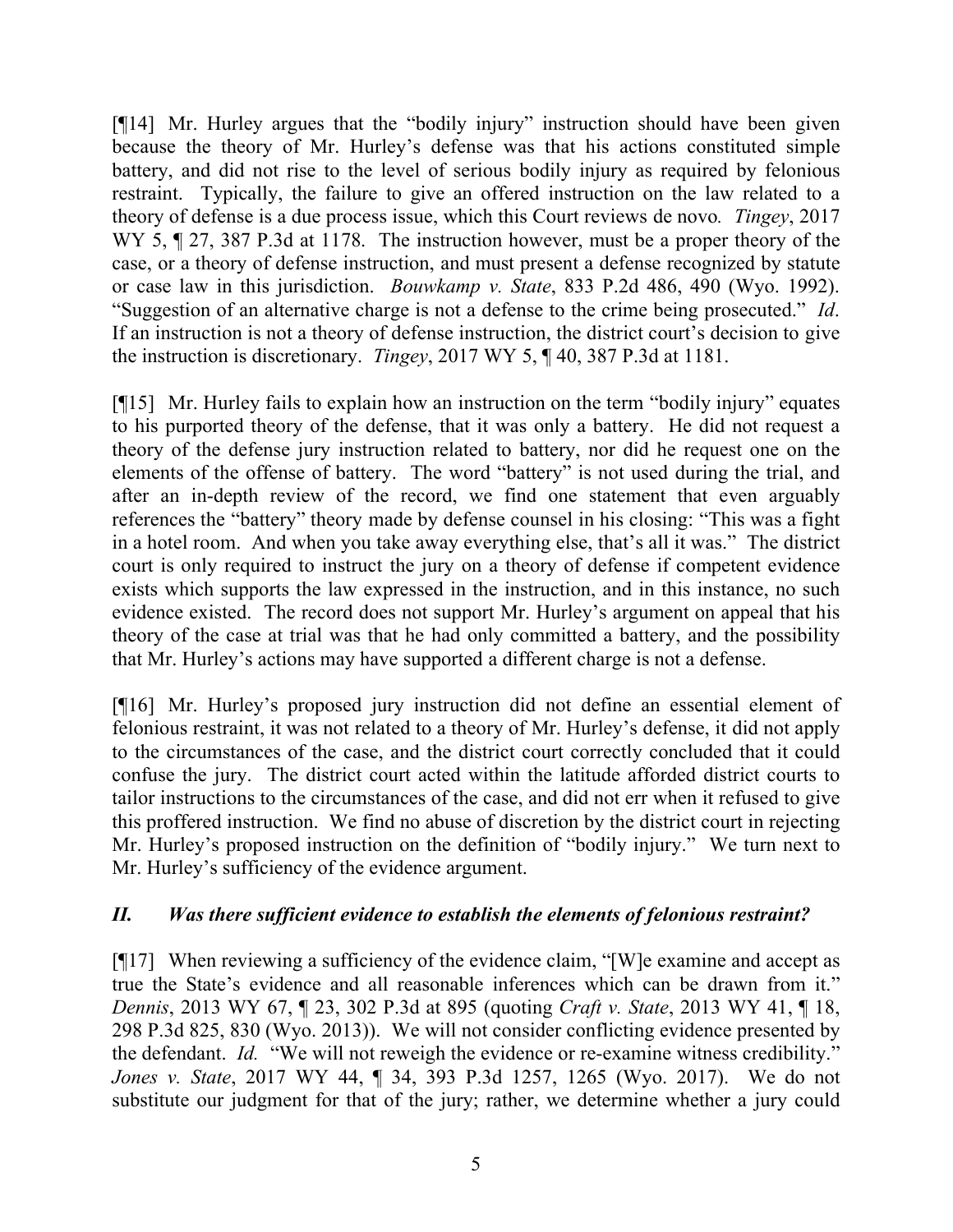[¶14] Mr. Hurley argues that the "bodily injury" instruction should have been given because the theory of Mr. Hurley's defense was that his actions constituted simple battery, and did not rise to the level of serious bodily injury as required by felonious restraint. Typically, the failure to give an offered instruction on the law related to a theory of defense is a due process issue, which this Court reviews de novo. *Tingey*, 2017 WY 5, ¶ 27, 387 P.3d at 1178. The instruction however, must be a proper theory of the case, or a theory of defense instruction, and must present a defense recognized by statute or case law in this jurisdiction. *Bouwkamp v. State*, 833 P.2d 486, 490 (Wyo. 1992). "Suggestion of an alternative charge is not a defense to the crime being prosecuted." *Id*. If an instruction is not a theory of defense instruction, the district court's decision to give the instruction is discretionary. *Tingey*, 2017 WY 5, ¶ 40, 387 P.3d at 1181.

[¶15] Mr. Hurley fails to explain how an instruction on the term "bodily injury" equates to his purported theory of the defense, that it was only a battery. He did not request a theory of the defense jury instruction related to battery, nor did he request one on the elements of the offense of battery. The word "battery" is not used during the trial, and after an in-depth review of the record, we find one statement that even arguably references the "battery" theory made by defense counsel in his closing: "This was a fight in a hotel room. And when you take away everything else, that's all it was." The district court is only required to instruct the jury on a theory of defense if competent evidence exists which supports the law expressed in the instruction, and in this instance, no such evidence existed. The record does not support Mr. Hurley's argument on appeal that his theory of the case at trial was that he had only committed a battery, and the possibility that Mr. Hurley's actions may have supported a different charge is not a defense.

[¶16] Mr. Hurley's proposed jury instruction did not define an essential element of felonious restraint, it was not related to a theory of Mr. Hurley's defense, it did not apply to the circumstances of the case, and the district court correctly concluded that it could confuse the jury. The district court acted within the latitude afforded district courts to tailor instructions to the circumstances of the case, and did not err when it refused to give this proffered instruction. We find no abuse of discretion by the district court in rejecting Mr. Hurley's proposed instruction on the definition of "bodily injury." We turn next to Mr. Hurley's sufficiency of the evidence argument.

## *II. Was there sufficient evidence to establish the elements of felonious restraint?*

[¶17] When reviewing a sufficiency of the evidence claim, "[W]e examine and accept as true the State's evidence and all reasonable inferences which can be drawn from it." *Dennis*, 2013 WY 67, ¶ 23, 302 P.3d at 895 (quoting *Craft v. State*, 2013 WY 41, ¶ 18, 298 P.3d 825, 830 (Wyo. 2013)). We will not consider conflicting evidence presented by the defendant. *Id.* "We will not reweigh the evidence or re-examine witness credibility." *Jones v. State*, 2017 WY 44, ¶ 34, 393 P.3d 1257, 1265 (Wyo. 2017). We do not substitute our judgment for that of the jury; rather, we determine whether a jury could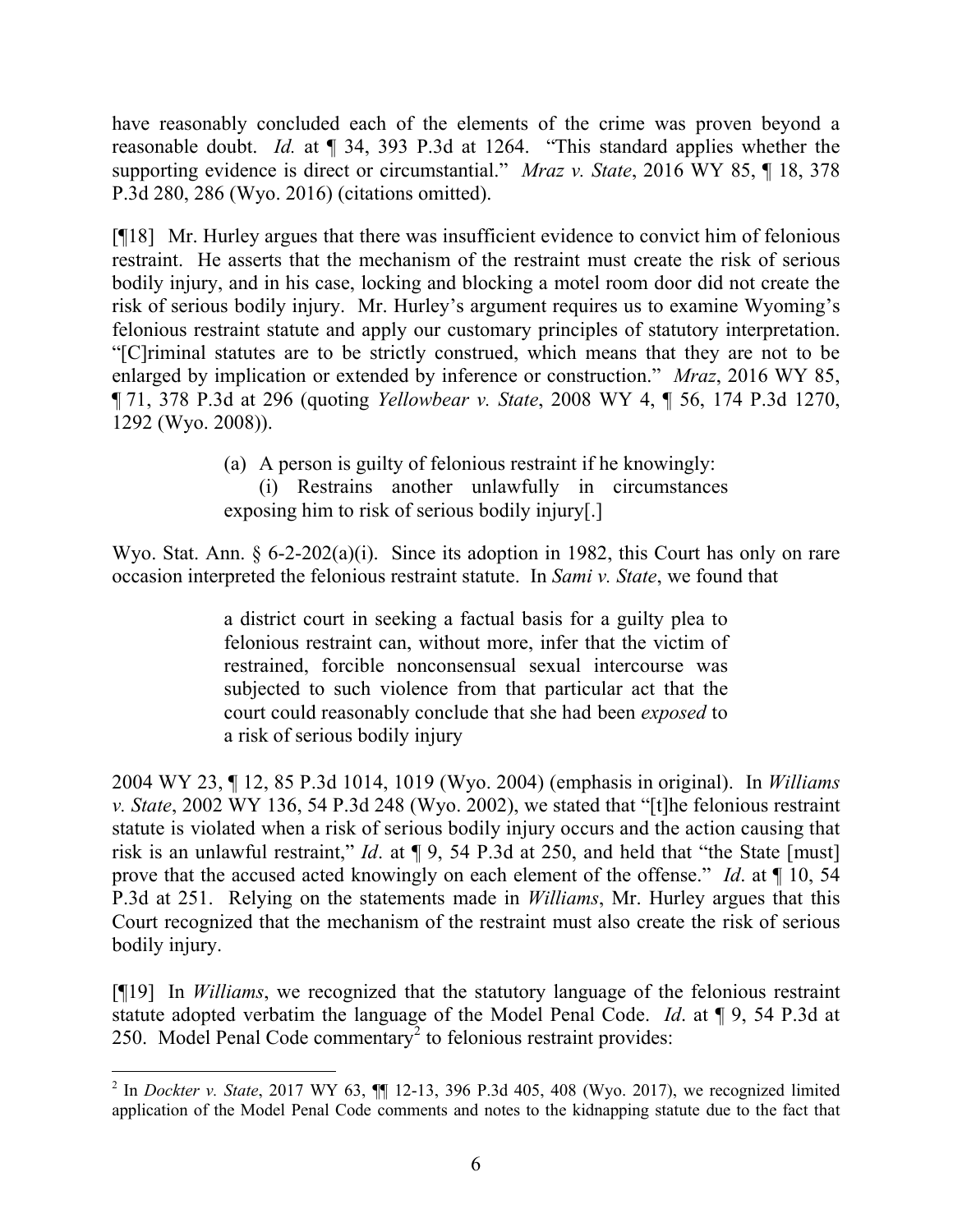have reasonably concluded each of the elements of the crime was proven beyond a reasonable doubt. *Id.* at ¶ 34, 393 P.3d at 1264. "This standard applies whether the supporting evidence is direct or circumstantial." *Mraz v. State*, 2016 WY 85, ¶ 18, 378 P.3d 280, 286 (Wyo. 2016) (citations omitted).

[¶18] Mr. Hurley argues that there was insufficient evidence to convict him of felonious restraint. He asserts that the mechanism of the restraint must create the risk of serious bodily injury, and in his case, locking and blocking a motel room door did not create the risk of serious bodily injury. Mr. Hurley's argument requires us to examine Wyoming's felonious restraint statute and apply our customary principles of statutory interpretation. "[C]riminal statutes are to be strictly construed, which means that they are not to be enlarged by implication or extended by inference or construction." *Mraz*, 2016 WY 85, ¶ 71, 378 P.3d at 296 (quoting *Yellowbear v. State*, 2008 WY 4, ¶ 56, 174 P.3d 1270, 1292 (Wyo. 2008)).

> (a) A person is guilty of felonious restraint if he knowingly:
>
> (i) Restrains another unlawfully in circumstances exposing him to risk of serious bodily injury[.]

Wyo. Stat. Ann. § 6-2-202(a)(i). Since its adoption in 1982, this Court has only on rare occasion interpreted the felonious restraint statute. In *Sami v. State*, we found that

> a district court in seeking a factual basis for a guilty plea to felonious restraint can, without more, infer that the victim of restrained, forcible nonconsensual sexual intercourse was subjected to such violence from that particular act that the court could reasonably conclude that she had been *exposed* to a risk of serious bodily injury

2004 WY 23, ¶ 12, 85 P.3d 1014, 1019 (Wyo. 2004) (emphasis in original). In *Williams v. State*, 2002 WY 136, 54 P.3d 248 (Wyo. 2002), we stated that "[t]he felonious restraint statute is violated when a risk of serious bodily injury occurs and the action causing that risk is an unlawful restraint," *Id*. at ¶ 9, 54 P.3d at 250, and held that "the State [must] prove that the accused acted knowingly on each element of the offense." *Id*. at ¶ 10, 54 P.3d at 251. Relying on the statements made in *Williams*, Mr. Hurley argues that this Court recognized that the mechanism of the restraint must also create the risk of serious bodily injury.

[¶19] In *Williams*, we recognized that the statutory language of the felonious restraint statute adopted verbatim the language of the Model Penal Code. *Id*. at ¶ 9, 54 P.3d at 250. Model Penal Code commentary[2] to felonious restraint provides:

---

[2] In *Dockter v. State*, 2017 WY 63, ¶¶ 12-13, 396 P.3d 405, 408 (Wyo. 2017), we recognized limited application of the Model Penal Code comments and notes to the kidnapping statute due to the fact that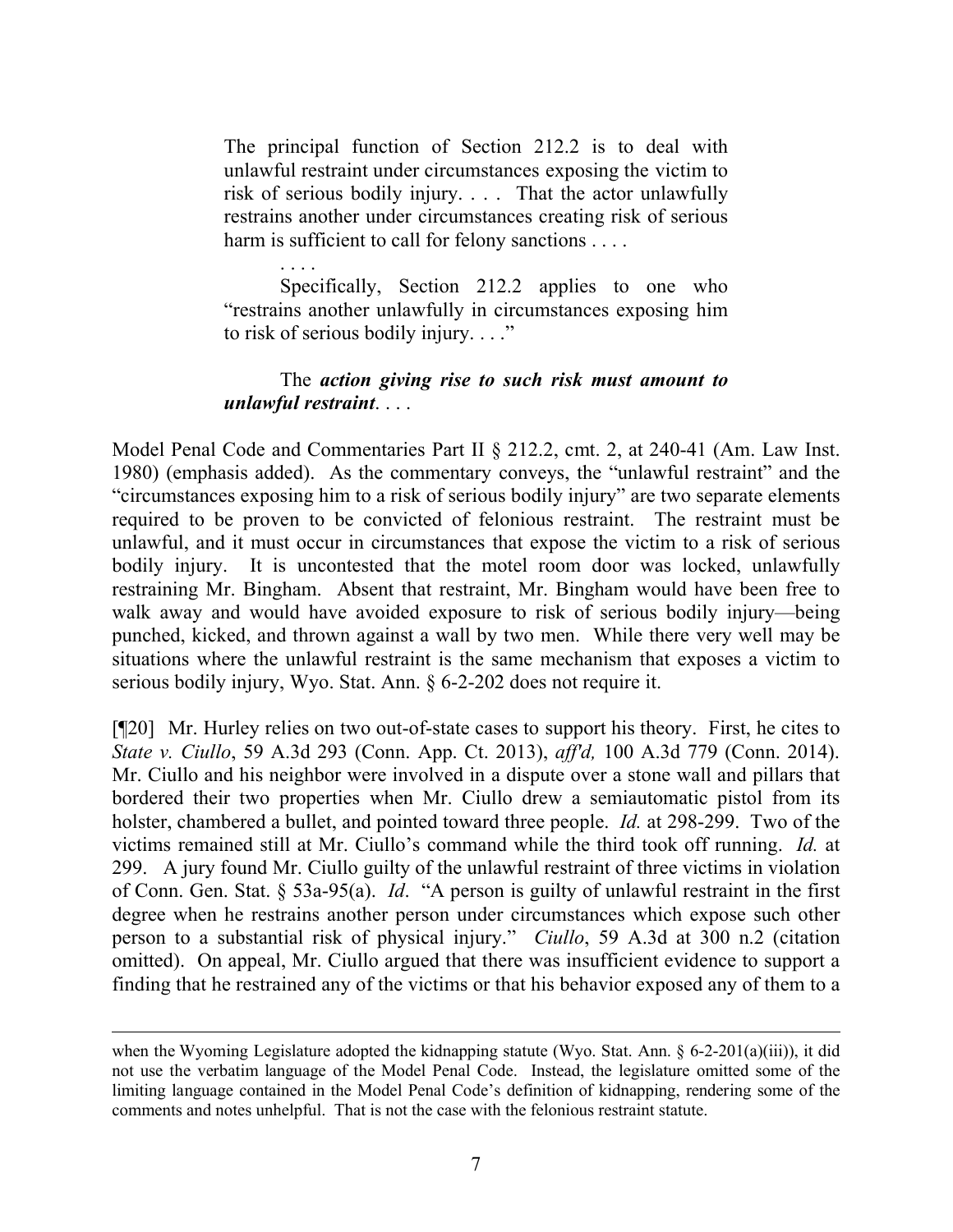> The principal function of Section 212.2 is to deal with unlawful restraint under circumstances exposing the victim to risk of serious bodily injury. . . . That the actor unlawfully restrains another under circumstances creating risk of serious harm is sufficient to call for felony sanctions . . . .
>
> . . . .
>
> Specifically, Section 212.2 applies to one who "restrains another unlawfully in circumstances exposing him to risk of serious bodily injury. . . ."
>
> The ***action giving rise to such risk must amount to unlawful restraint***. . . .

Model Penal Code and Commentaries Part II § 212.2, cmt. 2, at 240-41 (Am. Law Inst. 1980) (emphasis added). As the commentary conveys, the "unlawful restraint" and the "circumstances exposing him to a risk of serious bodily injury" are two separate elements required to be proven to be convicted of felonious restraint. The restraint must be unlawful, and it must occur in circumstances that expose the victim to a risk of serious bodily injury. It is uncontested that the motel room door was locked, unlawfully restraining Mr. Bingham. Absent that restraint, Mr. Bingham would have been free to walk away and would have avoided exposure to risk of serious bodily injury—being punched, kicked, and thrown against a wall by two men. While there very well may be situations where the unlawful restraint is the same mechanism that exposes a victim to serious bodily injury, Wyo. Stat. Ann. § 6-2-202 does not require it.

[¶20] Mr. Hurley relies on two out-of-state cases to support his theory. First, he cites to *State v. Ciullo*, 59 A.3d 293 (Conn. App. Ct. 2013), *aff'd,* 100 A.3d 779 (Conn. 2014). Mr. Ciullo and his neighbor were involved in a dispute over a stone wall and pillars that bordered their two properties when Mr. Ciullo drew a semiautomatic pistol from its holster, chambered a bullet, and pointed toward three people. *Id.* at 298-299. Two of the victims remained still at Mr. Ciullo's command while the third took off running. *Id.* at 299. A jury found Mr. Ciullo guilty of the unlawful restraint of three victims in violation of Conn. Gen. Stat. § 53a-95(a). *Id*. "A person is guilty of unlawful restraint in the first degree when he restrains another person under circumstances which expose such other person to a substantial risk of physical injury." *Ciullo*, 59 A.3d at 300 n.2 (citation omitted). On appeal, Mr. Ciullo argued that there was insufficient evidence to support a finding that he restrained any of the victims or that his behavior exposed any of them to a

---

when the Wyoming Legislature adopted the kidnapping statute (Wyo. Stat. Ann. § 6-2-201(a)(iii)), it did not use the verbatim language of the Model Penal Code. Instead, the legislature omitted some of the limiting language contained in the Model Penal Code's definition of kidnapping, rendering some of the comments and notes unhelpful. That is not the case with the felonious restraint statute.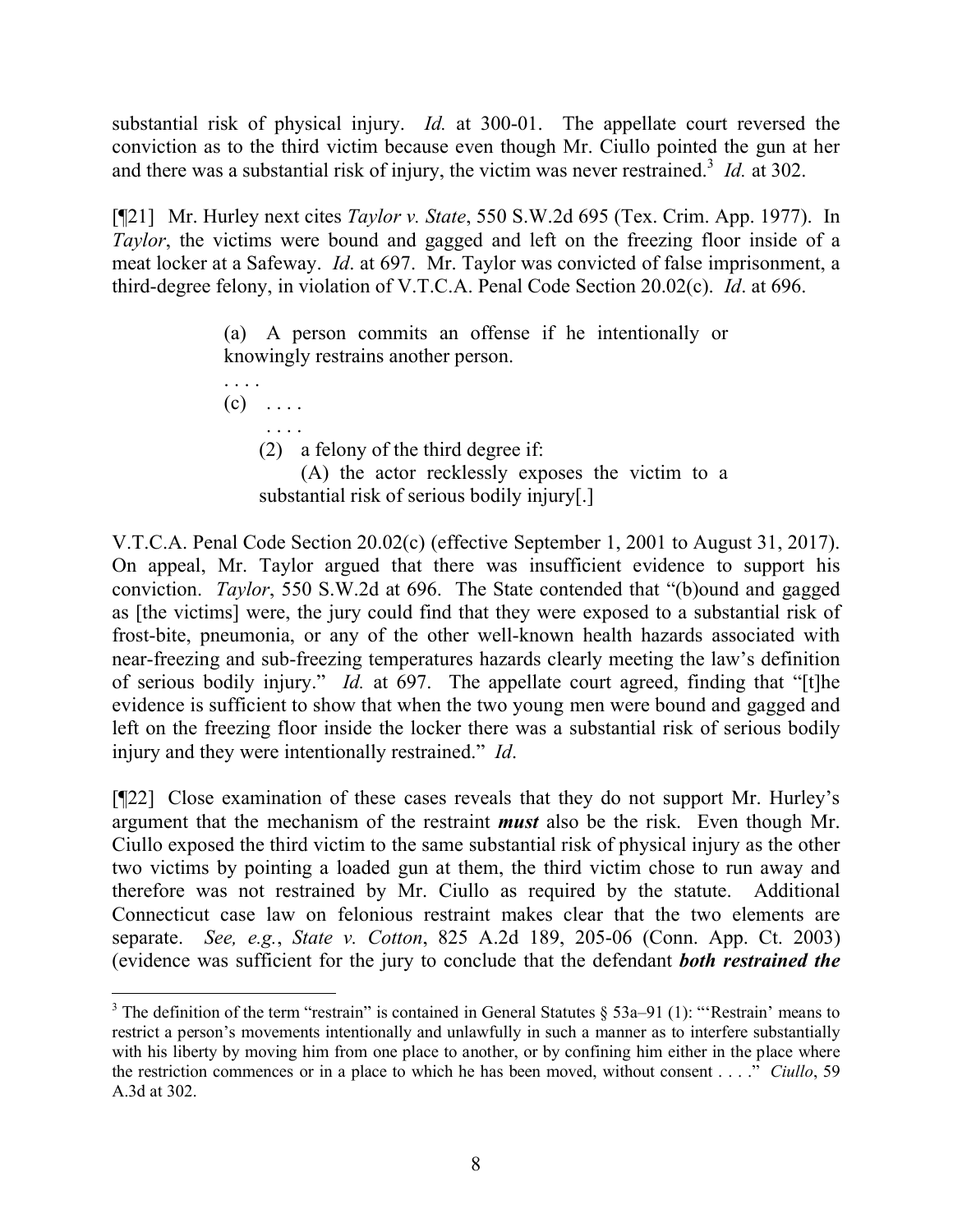substantial risk of physical injury. *Id.* at 300-01. The appellate court reversed the conviction as to the third victim because even though Mr. Ciullo pointed the gun at her and there was a substantial risk of injury, the victim was never restrained.[3] *Id.* at 302.

[¶21] Mr. Hurley next cites *Taylor v. State*, 550 S.W.2d 695 (Tex. Crim. App. 1977). In *Taylor*, the victims were bound and gagged and left on the freezing floor inside of a meat locker at a Safeway. *Id*. at 697. Mr. Taylor was convicted of false imprisonment, a third-degree felony, in violation of V.T.C.A. Penal Code Section 20.02(c). *Id*. at 696.

> (a) A person commits an offense if he intentionally or knowingly restrains another person.
>
> . . . .
>
> (c) . . . .
>
> . . . .
>
> (2) a felony of the third degree if:
>
> (A) the actor recklessly exposes the victim to a substantial risk of serious bodily injury[.]

V.T.C.A. Penal Code Section 20.02(c) (effective September 1, 2001 to August 31, 2017). On appeal, Mr. Taylor argued that there was insufficient evidence to support his conviction. *Taylor*, 550 S.W.2d at 696. The State contended that "(b)ound and gagged as [the victims] were, the jury could find that they were exposed to a substantial risk of frost-bite, pneumonia, or any of the other well-known health hazards associated with near-freezing and sub-freezing temperatures hazards clearly meeting the law's definition of serious bodily injury." *Id.* at 697. The appellate court agreed, finding that "[t]he evidence is sufficient to show that when the two young men were bound and gagged and left on the freezing floor inside the locker there was a substantial risk of serious bodily injury and they were intentionally restrained." *Id*.

[¶22] Close examination of these cases reveals that they do not support Mr. Hurley's argument that the mechanism of the restraint ***must*** also be the risk. Even though Mr. Ciullo exposed the third victim to the same substantial risk of physical injury as the other two victims by pointing a loaded gun at them, the third victim chose to run away and therefore was not restrained by Mr. Ciullo as required by the statute. Additional Connecticut case law on felonious restraint makes clear that the two elements are separate. *See, e.g.*, *State v. Cotton*, 825 A.2d 189, 205-06 (Conn. App. Ct. 2003) (evidence was sufficient for the jury to conclude that the defendant ***both restrained the***

---

[3] The definition of the term "restrain" is contained in General Statutes § 53a–91 (1): "'Restrain' means to restrict a person's movements intentionally and unlawfully in such a manner as to interfere substantially with his liberty by moving him from one place to another, or by confining him either in the place where the restriction commences or in a place to which he has been moved, without consent . . . ." *Ciullo*, 59 A.3d at 302.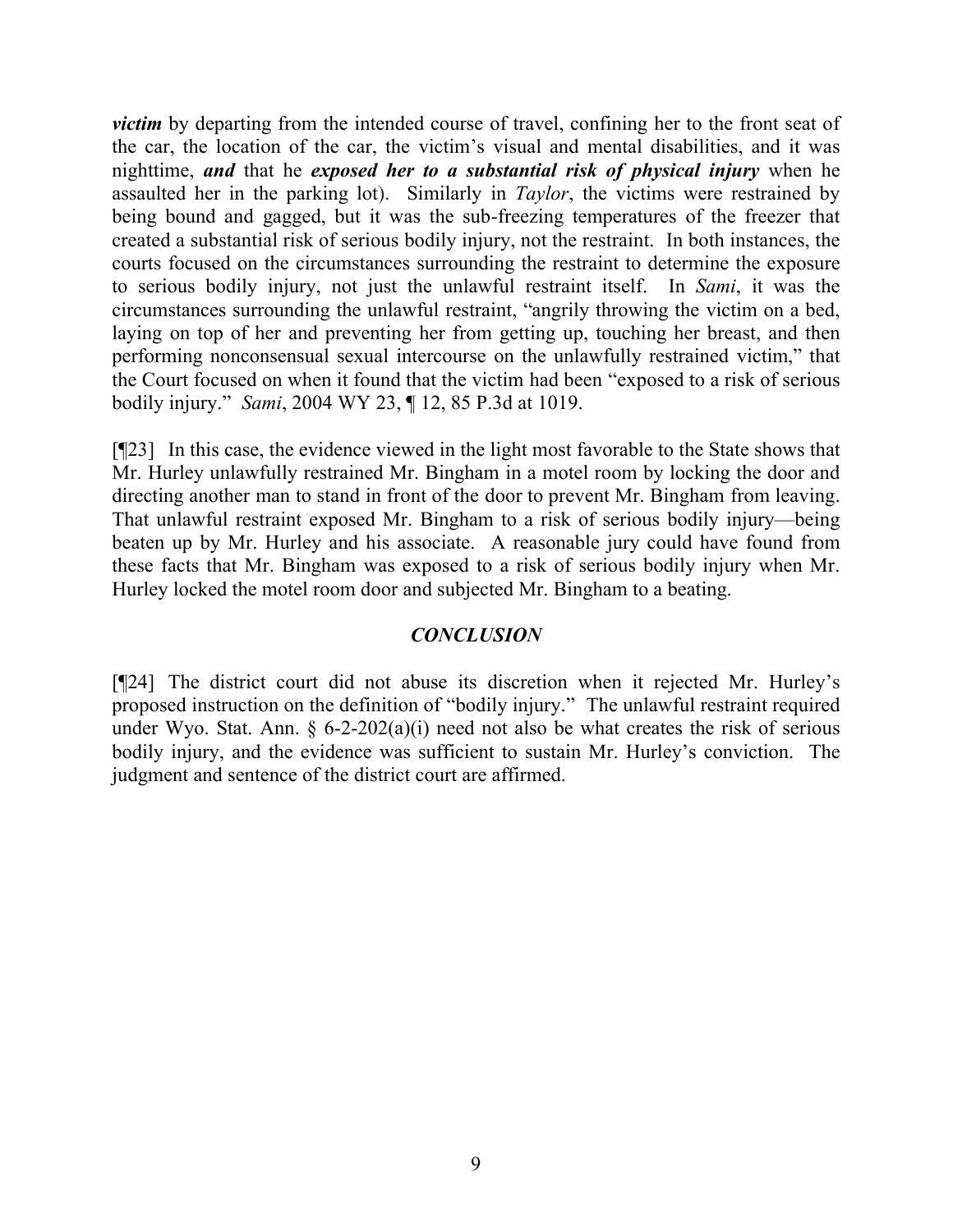***victim*** by departing from the intended course of travel, confining her to the front seat of the car, the location of the car, the victim's visual and mental disabilities, and it was nighttime, ***and*** that he ***exposed her to a substantial risk of physical injury*** when he assaulted her in the parking lot). Similarly in *Taylor*, the victims were restrained by being bound and gagged, but it was the sub-freezing temperatures of the freezer that created a substantial risk of serious bodily injury, not the restraint. In both instances, the courts focused on the circumstances surrounding the restraint to determine the exposure to serious bodily injury, not just the unlawful restraint itself. In *Sami*, it was the circumstances surrounding the unlawful restraint, "angrily throwing the victim on a bed, laying on top of her and preventing her from getting up, touching her breast, and then performing nonconsensual sexual intercourse on the unlawfully restrained victim," that the Court focused on when it found that the victim had been "exposed to a risk of serious bodily injury." *Sami*, 2004 WY 23, ¶ 12, 85 P.3d at 1019.

[¶23] In this case, the evidence viewed in the light most favorable to the State shows that Mr. Hurley unlawfully restrained Mr. Bingham in a motel room by locking the door and directing another man to stand in front of the door to prevent Mr. Bingham from leaving. That unlawful restraint exposed Mr. Bingham to a risk of serious bodily injury—being beaten up by Mr. Hurley and his associate. A reasonable jury could have found from these facts that Mr. Bingham was exposed to a risk of serious bodily injury when Mr. Hurley locked the motel room door and subjected Mr. Bingham to a beating.

## *CONCLUSION*

[¶24] The district court did not abuse its discretion when it rejected Mr. Hurley's proposed instruction on the definition of "bodily injury." The unlawful restraint required under Wyo. Stat. Ann. § 6-2-202(a)(i) need not also be what creates the risk of serious bodily injury, and the evidence was sufficient to sustain Mr. Hurley's conviction. The judgment and sentence of the district court are affirmed.